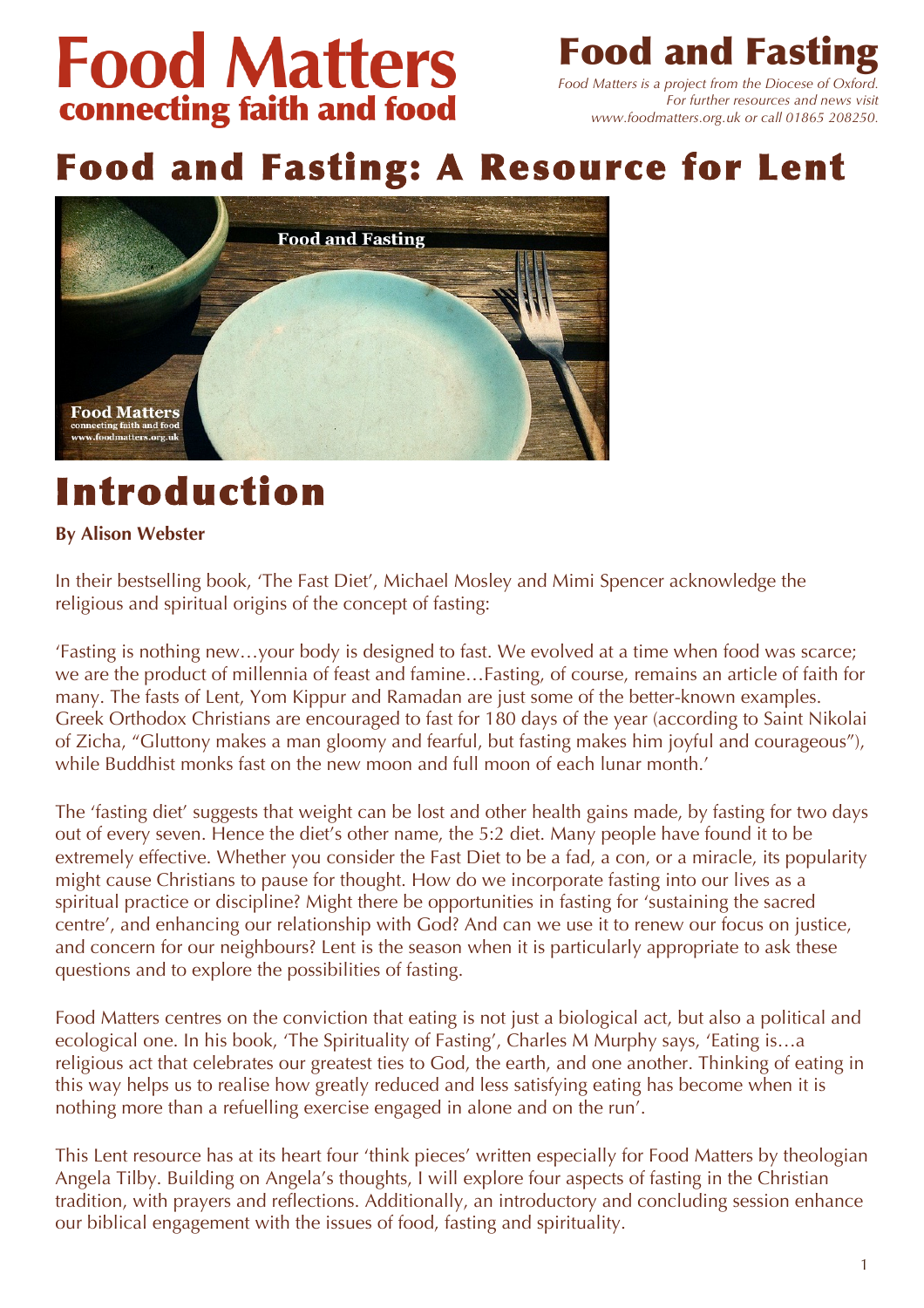# Food Matters
**connecting faith and food**

## Food and Fasting

*Food Matters is a project from the Diocese of Oxford. For further resources and news visit www.foodmatters.org.uk or call 01865 208250.*

# Food and Fasting: A Resource for Lent

# Introduction

**By Alison Webster**

In their bestselling book, 'The Fast Diet', Michael Mosley and Mimi Spencer acknowledge the religious and spiritual origins of the concept of fasting:

'Fasting is nothing new…your body is designed to fast. We evolved at a time when food was scarce; we are the product of millennia of feast and famine…Fasting, of course, remains an article of faith for many. The fasts of Lent, Yom Kippur and Ramadan are just some of the better-known examples. Greek Orthodox Christians are encouraged to fast for 180 days of the year (according to Saint Nikolai of Zicha, "Gluttony makes a man gloomy and fearful, but fasting makes him joyful and courageous"), while Buddhist monks fast on the new moon and full moon of each lunar month.'

The 'fasting diet' suggests that weight can be lost and other health gains made, by fasting for two days out of every seven. Hence the diet's other name, the 5:2 diet. Many people have found it to be extremely effective. Whether you consider the Fast Diet to be a fad, a con, or a miracle, its popularity might cause Christians to pause for thought. How do we incorporate fasting into our lives as a spiritual practice or discipline? Might there be opportunities in fasting for 'sustaining the sacred centre', and enhancing our relationship with God? And can we use it to renew our focus on justice, and concern for our neighbours? Lent is the season when it is particularly appropriate to ask these questions and to explore the possibilities of fasting.

Food Matters centres on the conviction that eating is not just a biological act, but also a political and ecological one. In his book, 'The Spirituality of Fasting', Charles M Murphy says, 'Eating is…a religious act that celebrates our greatest ties to God, the earth, and one another. Thinking of eating in this way helps us to realise how greatly reduced and less satisfying eating has become when it is nothing more than a refuelling exercise engaged in alone and on the run'.

This Lent resource has at its heart four 'think pieces' written especially for Food Matters by theologian Angela Tilby. Building on Angela's thoughts, I will explore four aspects of fasting in the Christian tradition, with prayers and reflections. Additionally, an introductory and concluding session enhance our biblical engagement with the issues of food, fasting and spirituality.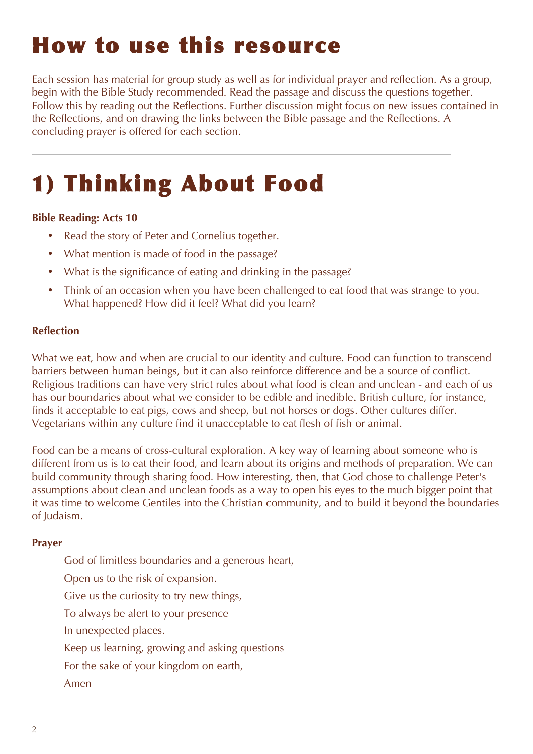# How to use this resource

Each session has material for group study as well as for individual prayer and reflection. As a group, begin with the Bible Study recommended. Read the passage and discuss the questions together. Follow this by reading out the Reflections. Further discussion might focus on new issues contained in the Reflections, and on drawing the links between the Bible passage and the Reflections. A concluding prayer is offered for each section.

---

# 1) Thinking About Food

**Bible Reading: Acts 10**

- Read the story of Peter and Cornelius together.
- What mention is made of food in the passage?
- What is the significance of eating and drinking in the passage?
- Think of an occasion when you have been challenged to eat food that was strange to you. What happened? How did it feel? What did you learn?

**Reflection**

What we eat, how and when are crucial to our identity and culture. Food can function to transcend barriers between human beings, but it can also reinforce difference and be a source of conflict. Religious traditions can have very strict rules about what food is clean and unclean - and each of us has our boundaries about what we consider to be edible and inedible. British culture, for instance, finds it acceptable to eat pigs, cows and sheep, but not horses or dogs. Other cultures differ. Vegetarians within any culture find it unacceptable to eat flesh of fish or animal.

Food can be a means of cross-cultural exploration. A key way of learning about someone who is different from us is to eat their food, and learn about its origins and methods of preparation. We can build community through sharing food. How interesting, then, that God chose to challenge Peter's assumptions about clean and unclean foods as a way to open his eyes to the much bigger point that it was time to welcome Gentiles into the Christian community, and to build it beyond the boundaries of Judaism.

**Prayer**

God of limitless boundaries and a generous heart,
Open us to the risk of expansion.
Give us the curiosity to try new things,
To always be alert to your presence
In unexpected places.
Keep us learning, growing and asking questions
For the sake of your kingdom on earth,
Amen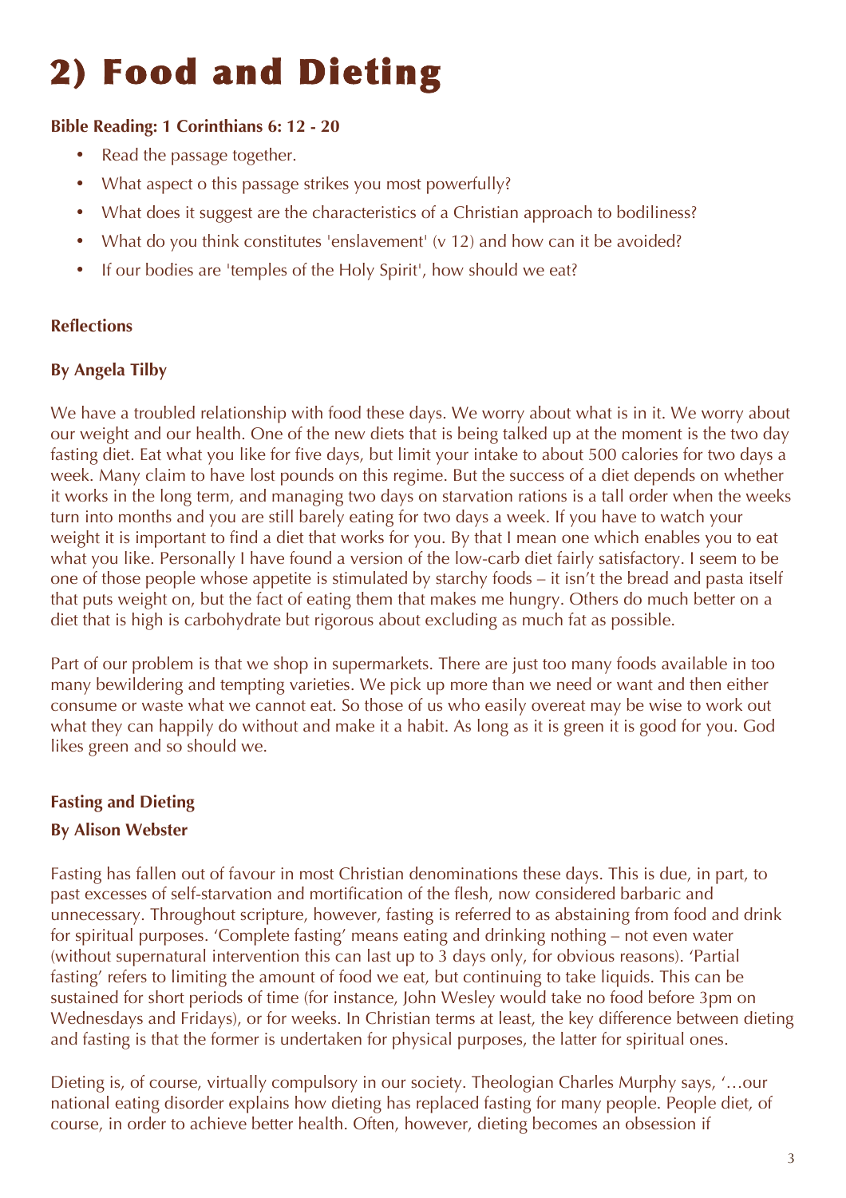# 2) Food and Dieting

**Bible Reading: 1 Corinthians 6: 12 - 20**

- Read the passage together.
- What aspect o this passage strikes you most powerfully?
- What does it suggest are the characteristics of a Christian approach to bodiliness?
- What do you think constitutes 'enslavement' (v 12) and how can it be avoided?
- If our bodies are 'temples of the Holy Spirit', how should we eat?

**Reflections**

**By Angela Tilby**

We have a troubled relationship with food these days. We worry about what is in it. We worry about our weight and our health. One of the new diets that is being talked up at the moment is the two day fasting diet. Eat what you like for five days, but limit your intake to about 500 calories for two days a week. Many claim to have lost pounds on this regime. But the success of a diet depends on whether it works in the long term, and managing two days on starvation rations is a tall order when the weeks turn into months and you are still barely eating for two days a week. If you have to watch your weight it is important to find a diet that works for you. By that I mean one which enables you to eat what you like. Personally I have found a version of the low-carb diet fairly satisfactory. I seem to be one of those people whose appetite is stimulated by starchy foods – it isn't the bread and pasta itself that puts weight on, but the fact of eating them that makes me hungry. Others do much better on a diet that is high is carbohydrate but rigorous about excluding as much fat as possible.

Part of our problem is that we shop in supermarkets. There are just too many foods available in too many bewildering and tempting varieties. We pick up more than we need or want and then either consume or waste what we cannot eat. So those of us who easily overeat may be wise to work out what they can happily do without and make it a habit. As long as it is green it is good for you. God likes green and so should we.

**Fasting and Dieting**

**By Alison Webster**

Fasting has fallen out of favour in most Christian denominations these days. This is due, in part, to past excesses of self-starvation and mortification of the flesh, now considered barbaric and unnecessary. Throughout scripture, however, fasting is referred to as abstaining from food and drink for spiritual purposes. 'Complete fasting' means eating and drinking nothing – not even water (without supernatural intervention this can last up to 3 days only, for obvious reasons). 'Partial fasting' refers to limiting the amount of food we eat, but continuing to take liquids. This can be sustained for short periods of time (for instance, John Wesley would take no food before 3pm on Wednesdays and Fridays), or for weeks. In Christian terms at least, the key difference between dieting and fasting is that the former is undertaken for physical purposes, the latter for spiritual ones.

Dieting is, of course, virtually compulsory in our society. Theologian Charles Murphy says, '…our national eating disorder explains how dieting has replaced fasting for many people. People diet, of course, in order to achieve better health. Often, however, dieting becomes an obsession if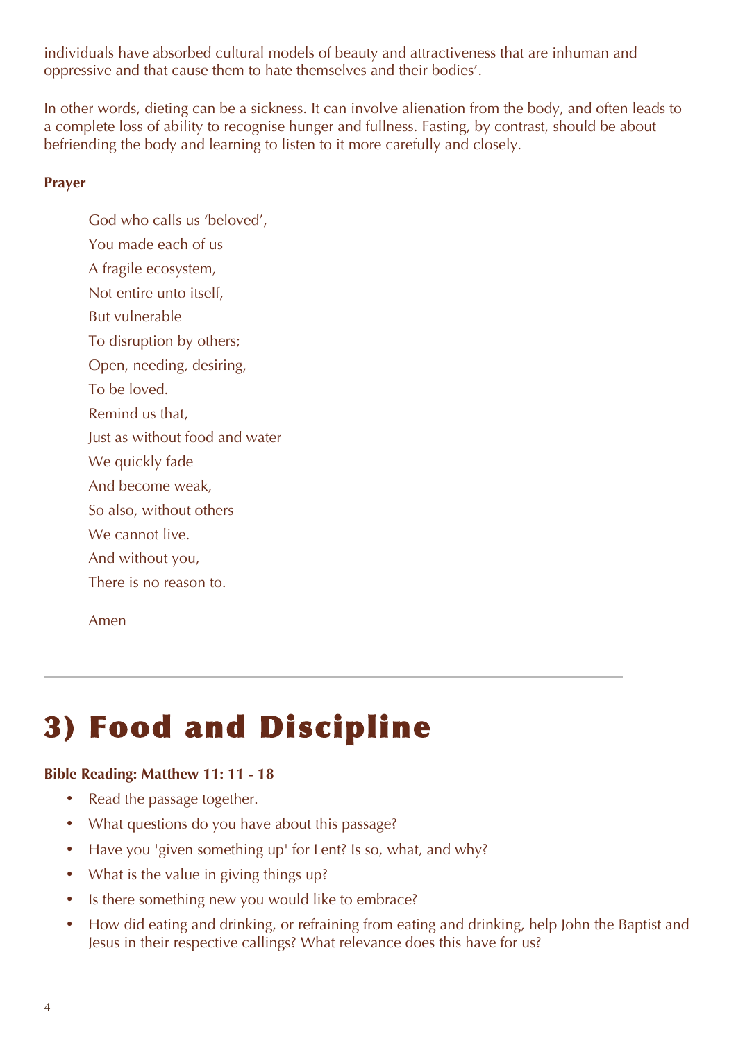individuals have absorbed cultural models of beauty and attractiveness that are inhuman and oppressive and that cause them to hate themselves and their bodies'.

In other words, dieting can be a sickness. It can involve alienation from the body, and often leads to a complete loss of ability to recognise hunger and fullness. Fasting, by contrast, should be about befriending the body and learning to listen to it more carefully and closely.

**Prayer**

God who calls us 'beloved',  
You made each of us  
A fragile ecosystem,  
Not entire unto itself,  
But vulnerable  
To disruption by others;  
Open, needing, desiring,  
To be loved.  
Remind us that,  
Just as without food and water  
We quickly fade  
And become weak,  
So also, without others  
We cannot live.  
And without you,  
There is no reason to.

Amen

---

# 3) Food and Discipline

**Bible Reading: Matthew 11: 11 - 18**

- Read the passage together.
- What questions do you have about this passage?
- Have you 'given something up' for Lent? Is so, what, and why?
- What is the value in giving things up?
- Is there something new you would like to embrace?
- How did eating and drinking, or refraining from eating and drinking, help John the Baptist and Jesus in their respective callings? What relevance does this have for us?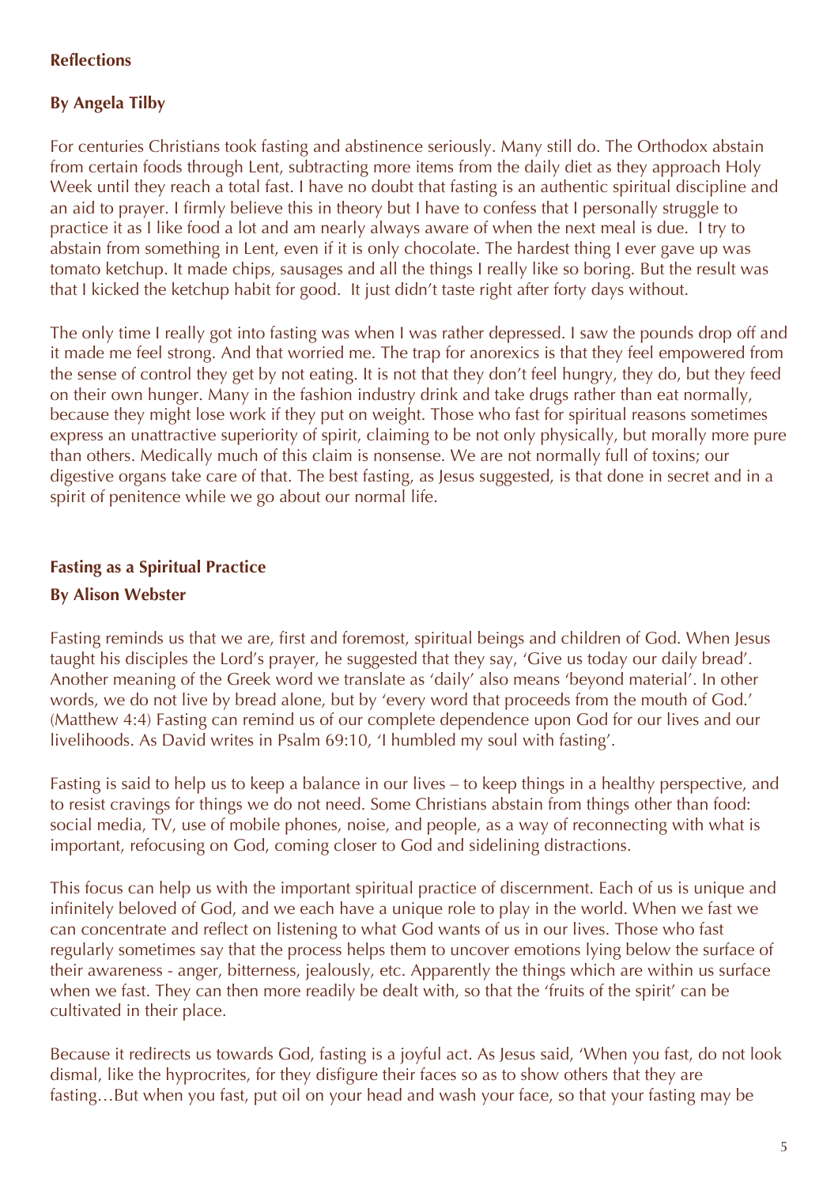### Reflections

**By Angela Tilby**

For centuries Christians took fasting and abstinence seriously. Many still do. The Orthodox abstain from certain foods through Lent, subtracting more items from the daily diet as they approach Holy Week until they reach a total fast. I have no doubt that fasting is an authentic spiritual discipline and an aid to prayer. I firmly believe this in theory but I have to confess that I personally struggle to practice it as I like food a lot and am nearly always aware of when the next meal is due. I try to abstain from something in Lent, even if it is only chocolate. The hardest thing I ever gave up was tomato ketchup. It made chips, sausages and all the things I really like so boring. But the result was that I kicked the ketchup habit for good. It just didn't taste right after forty days without.

The only time I really got into fasting was when I was rather depressed. I saw the pounds drop off and it made me feel strong. And that worried me. The trap for anorexics is that they feel empowered from the sense of control they get by not eating. It is not that they don't feel hungry, they do, but they feed on their own hunger. Many in the fashion industry drink and take drugs rather than eat normally, because they might lose work if they put on weight. Those who fast for spiritual reasons sometimes express an unattractive superiority of spirit, claiming to be not only physically, but morally more pure than others. Medically much of this claim is nonsense. We are not normally full of toxins; our digestive organs take care of that. The best fasting, as Jesus suggested, is that done in secret and in a spirit of penitence while we go about our normal life.

### Fasting as a Spiritual Practice

**By Alison Webster**

Fasting reminds us that we are, first and foremost, spiritual beings and children of God. When Jesus taught his disciples the Lord's prayer, he suggested that they say, 'Give us today our daily bread'. Another meaning of the Greek word we translate as 'daily' also means 'beyond material'. In other words, we do not live by bread alone, but by 'every word that proceeds from the mouth of God.' (Matthew 4:4) Fasting can remind us of our complete dependence upon God for our lives and our livelihoods. As David writes in Psalm 69:10, 'I humbled my soul with fasting'.

Fasting is said to help us to keep a balance in our lives – to keep things in a healthy perspective, and to resist cravings for things we do not need. Some Christians abstain from things other than food: social media, TV, use of mobile phones, noise, and people, as a way of reconnecting with what is important, refocusing on God, coming closer to God and sidelining distractions.

This focus can help us with the important spiritual practice of discernment. Each of us is unique and infinitely beloved of God, and we each have a unique role to play in the world. When we fast we can concentrate and reflect on listening to what God wants of us in our lives. Those who fast regularly sometimes say that the process helps them to uncover emotions lying below the surface of their awareness - anger, bitterness, jealously, etc. Apparently the things which are within us surface when we fast. They can then more readily be dealt with, so that the 'fruits of the spirit' can be cultivated in their place.

Because it redirects us towards God, fasting is a joyful act. As Jesus said, 'When you fast, do not look dismal, like the hyprocrites, for they disfigure their faces so as to show others that they are fasting…But when you fast, put oil on your head and wash your face, so that your fasting may be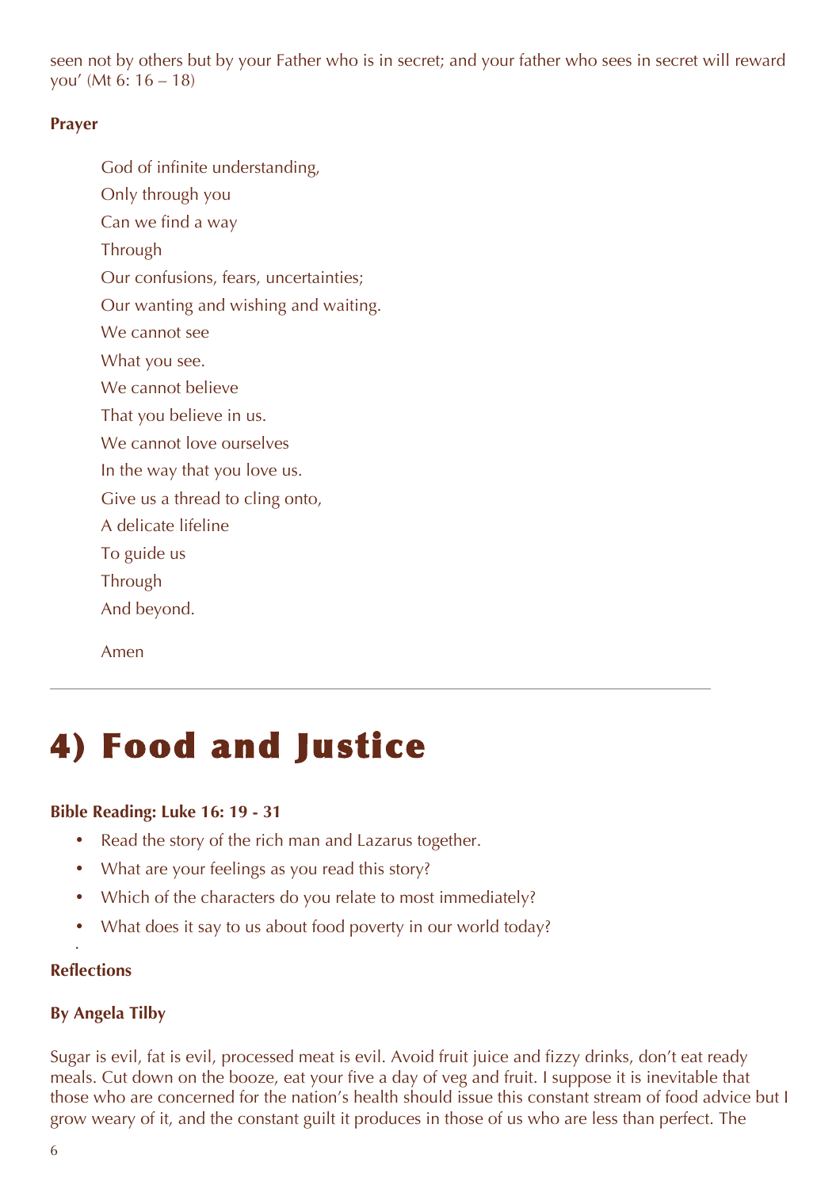seen not by others but by your Father who is in secret; and your father who sees in secret will reward you' (Mt 6: 16 – 18)

**Prayer**

God of infinite understanding,
Only through you
Can we find a way
Through
Our confusions, fears, uncertainties;
Our wanting and wishing and waiting.
We cannot see
What you see.
We cannot believe
That you believe in us.
We cannot love ourselves
In the way that you love us.
Give us a thread to cling onto,
A delicate lifeline
To guide us
Through
And beyond.

Amen

---

# 4) Food and Justice

**Bible Reading: Luke 16: 19 - 31**

- Read the story of the rich man and Lazarus together.
- What are your feelings as you read this story?
- Which of the characters do you relate to most immediately?
- What does it say to us about food poverty in our world today?

**Reflections**

**By Angela Tilby**

Sugar is evil, fat is evil, processed meat is evil. Avoid fruit juice and fizzy drinks, don't eat ready meals. Cut down on the booze, eat your five a day of veg and fruit. I suppose it is inevitable that those who are concerned for the nation's health should issue this constant stream of food advice but I grow weary of it, and the constant guilt it produces in those of us who are less than perfect. The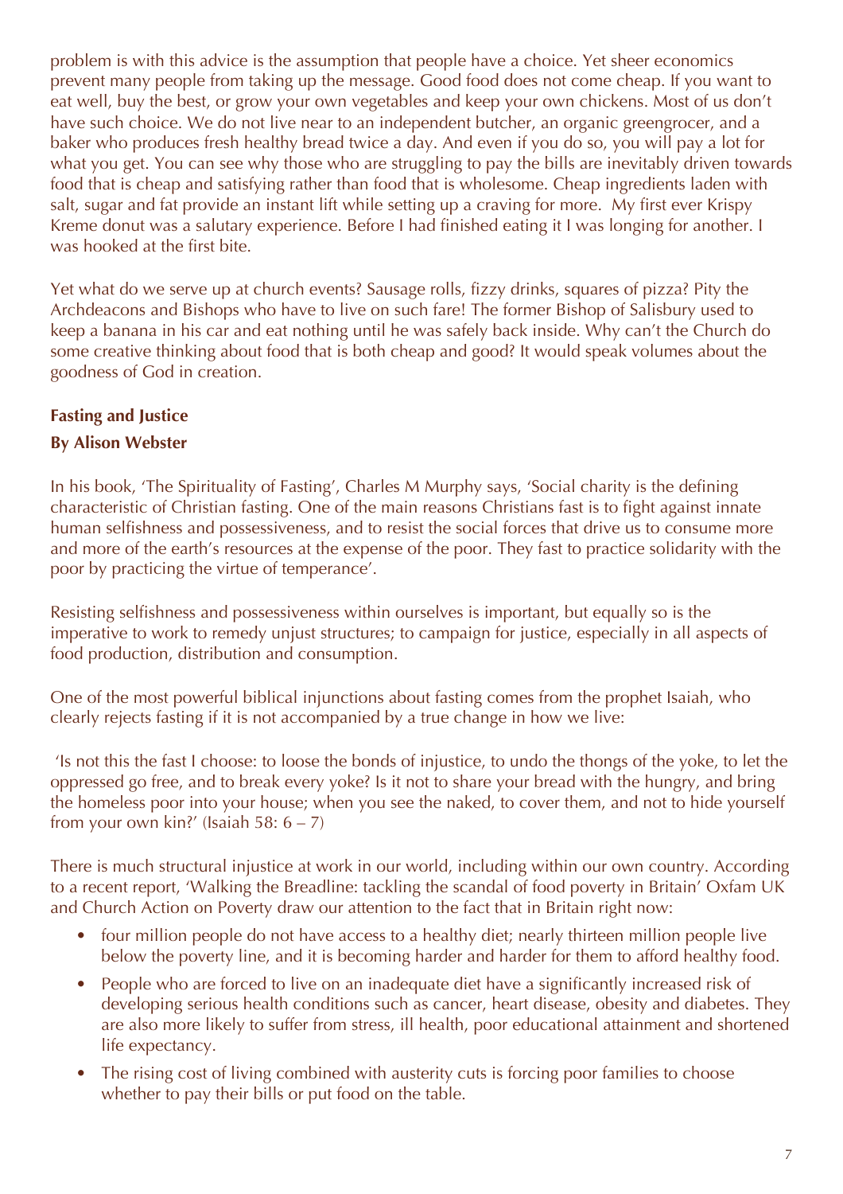problem is with this advice is the assumption that people have a choice. Yet sheer economics prevent many people from taking up the message. Good food does not come cheap. If you want to eat well, buy the best, or grow your own vegetables and keep your own chickens. Most of us don't have such choice. We do not live near to an independent butcher, an organic greengrocer, and a baker who produces fresh healthy bread twice a day. And even if you do so, you will pay a lot for what you get. You can see why those who are struggling to pay the bills are inevitably driven towards food that is cheap and satisfying rather than food that is wholesome. Cheap ingredients laden with salt, sugar and fat provide an instant lift while setting up a craving for more. My first ever Krispy Kreme donut was a salutary experience. Before I had finished eating it I was longing for another. I was hooked at the first bite.

Yet what do we serve up at church events? Sausage rolls, fizzy drinks, squares of pizza? Pity the Archdeacons and Bishops who have to live on such fare! The former Bishop of Salisbury used to keep a banana in his car and eat nothing until he was safely back inside. Why can't the Church do some creative thinking about food that is both cheap and good? It would speak volumes about the goodness of God in creation.

## Fasting and Justice

**By Alison Webster**

In his book, 'The Spirituality of Fasting', Charles M Murphy says, 'Social charity is the defining characteristic of Christian fasting. One of the main reasons Christians fast is to fight against innate human selfishness and possessiveness, and to resist the social forces that drive us to consume more and more of the earth's resources at the expense of the poor. They fast to practice solidarity with the poor by practicing the virtue of temperance'.

Resisting selfishness and possessiveness within ourselves is important, but equally so is the imperative to work to remedy unjust structures; to campaign for justice, especially in all aspects of food production, distribution and consumption.

One of the most powerful biblical injunctions about fasting comes from the prophet Isaiah, who clearly rejects fasting if it is not accompanied by a true change in how we live:

'Is not this the fast I choose: to loose the bonds of injustice, to undo the thongs of the yoke, to let the oppressed go free, and to break every yoke? Is it not to share your bread with the hungry, and bring the homeless poor into your house; when you see the naked, to cover them, and not to hide yourself from your own kin?' (Isaiah 58: 6 – 7)

There is much structural injustice at work in our world, including within our own country. According to a recent report, 'Walking the Breadline: tackling the scandal of food poverty in Britain' Oxfam UK and Church Action on Poverty draw our attention to the fact that in Britain right now:

- four million people do not have access to a healthy diet; nearly thirteen million people live below the poverty line, and it is becoming harder and harder for them to afford healthy food.
- People who are forced to live on an inadequate diet have a significantly increased risk of developing serious health conditions such as cancer, heart disease, obesity and diabetes. They are also more likely to suffer from stress, ill health, poor educational attainment and shortened life expectancy.
- The rising cost of living combined with austerity cuts is forcing poor families to choose whether to pay their bills or put food on the table.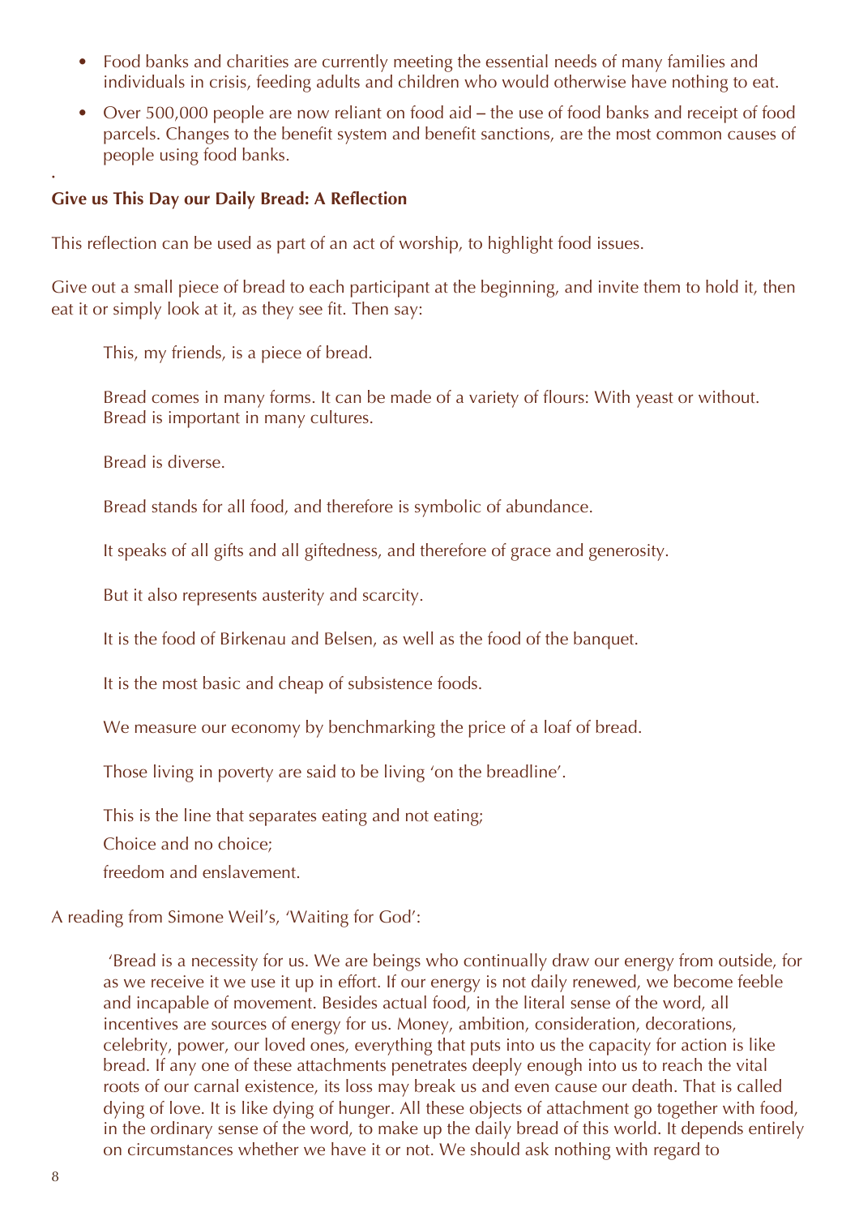- Food banks and charities are currently meeting the essential needs of many families and individuals in crisis, feeding adults and children who would otherwise have nothing to eat.
- Over 500,000 people are now reliant on food aid – the use of food banks and receipt of food parcels. Changes to the benefit system and benefit sanctions, are the most common causes of people using food banks.

.

**Give us This Day our Daily Bread: A Reflection**

This reflection can be used as part of an act of worship, to highlight food issues.

Give out a small piece of bread to each participant at the beginning, and invite them to hold it, then eat it or simply look at it, as they see fit. Then say:

> This, my friends, is a piece of bread.
>
> Bread comes in many forms. It can be made of a variety of flours: With yeast or without. Bread is important in many cultures.
>
> Bread is diverse.
>
> Bread stands for all food, and therefore is symbolic of abundance.
>
> It speaks of all gifts and all giftedness, and therefore of grace and generosity.
>
> But it also represents austerity and scarcity.
>
> It is the food of Birkenau and Belsen, as well as the food of the banquet.
>
> It is the most basic and cheap of subsistence foods.
>
> We measure our economy by benchmarking the price of a loaf of bread.
>
> Those living in poverty are said to be living 'on the breadline'.
>
> This is the line that separates eating and not eating;
>
> Choice and no choice;
>
> freedom and enslavement.

A reading from Simone Weil's, 'Waiting for God':

> 'Bread is a necessity for us. We are beings who continually draw our energy from outside, for as we receive it we use it up in effort. If our energy is not daily renewed, we become feeble and incapable of movement. Besides actual food, in the literal sense of the word, all incentives are sources of energy for us. Money, ambition, consideration, decorations, celebrity, power, our loved ones, everything that puts into us the capacity for action is like bread. If any one of these attachments penetrates deeply enough into us to reach the vital roots of our carnal existence, its loss may break us and even cause our death. That is called dying of love. It is like dying of hunger. All these objects of attachment go together with food, in the ordinary sense of the word, to make up the daily bread of this world. It depends entirely on circumstances whether we have it or not. We should ask nothing with regard to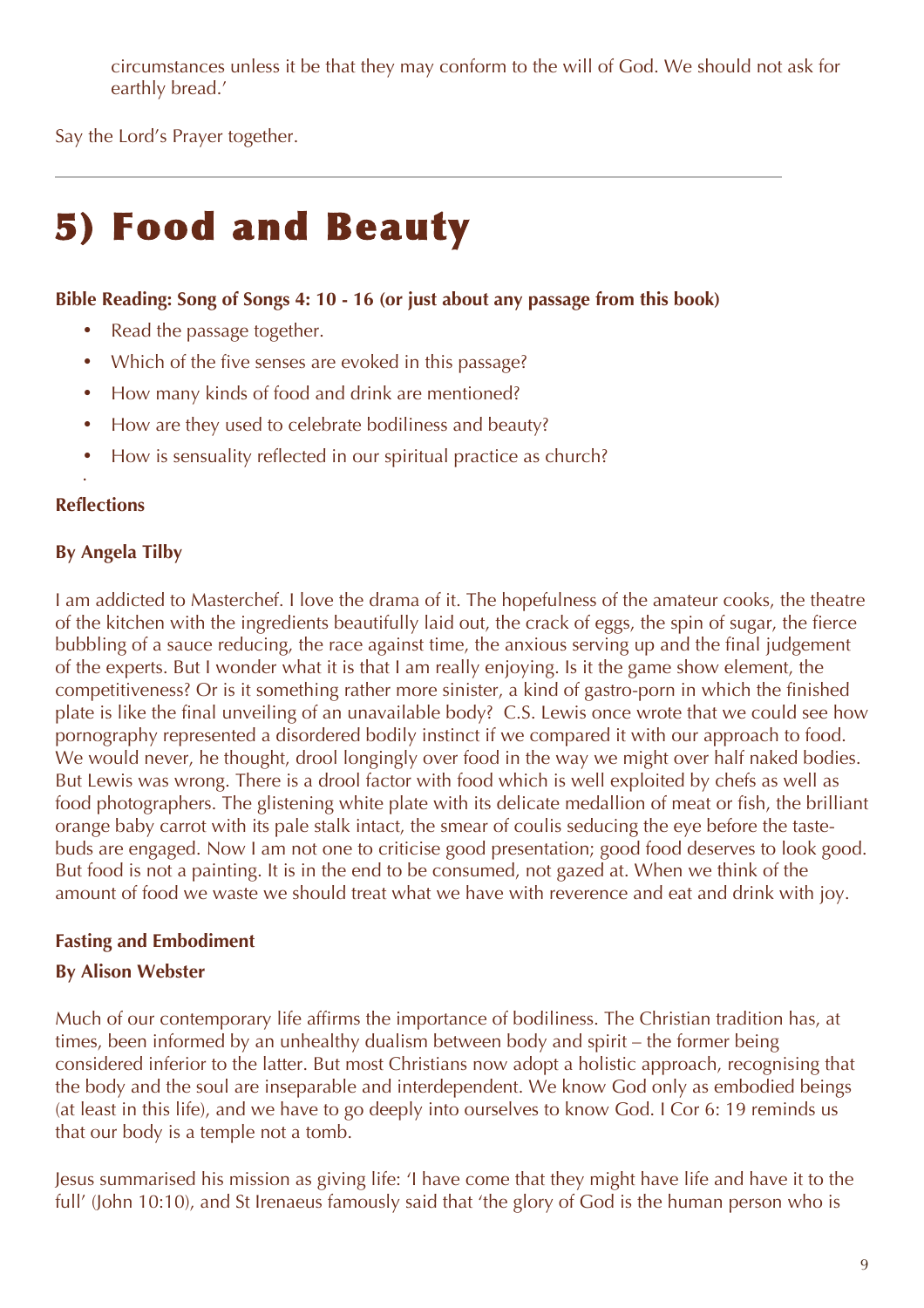circumstances unless it be that they may conform to the will of God. We should not ask for earthly bread.'

Say the Lord's Prayer together.

---

# 5) Food and Beauty

**Bible Reading: Song of Songs 4: 10 - 16 (or just about any passage from this book)**

- Read the passage together.
- Which of the five senses are evoked in this passage?
- How many kinds of food and drink are mentioned?
- How are they used to celebrate bodiliness and beauty?
- How is sensuality reflected in our spiritual practice as church?

**Reflections**

**By Angela Tilby**

I am addicted to Masterchef. I love the drama of it. The hopefulness of the amateur cooks, the theatre of the kitchen with the ingredients beautifully laid out, the crack of eggs, the spin of sugar, the fierce bubbling of a sauce reducing, the race against time, the anxious serving up and the final judgement of the experts. But I wonder what it is that I am really enjoying. Is it the game show element, the competitiveness? Or is it something rather more sinister, a kind of gastro-porn in which the finished plate is like the final unveiling of an unavailable body? C.S. Lewis once wrote that we could see how pornography represented a disordered bodily instinct if we compared it with our approach to food. We would never, he thought, drool longingly over food in the way we might over half naked bodies. But Lewis was wrong. There is a drool factor with food which is well exploited by chefs as well as food photographers. The glistening white plate with its delicate medallion of meat or fish, the brilliant orange baby carrot with its pale stalk intact, the smear of coulis seducing the eye before the taste-buds are engaged. Now I am not one to criticise good presentation; good food deserves to look good. But food is not a painting. It is in the end to be consumed, not gazed at. When we think of the amount of food we waste we should treat what we have with reverence and eat and drink with joy.

**Fasting and Embodiment**

**By Alison Webster**

Much of our contemporary life affirms the importance of bodiliness. The Christian tradition has, at times, been informed by an unhealthy dualism between body and spirit – the former being considered inferior to the latter. But most Christians now adopt a holistic approach, recognising that the body and the soul are inseparable and interdependent. We know God only as embodied beings (at least in this life), and we have to go deeply into ourselves to know God. I Cor 6: 19 reminds us that our body is a temple not a tomb.

Jesus summarised his mission as giving life: 'I have come that they might have life and have it to the full' (John 10:10), and St Irenaeus famously said that 'the glory of God is the human person who is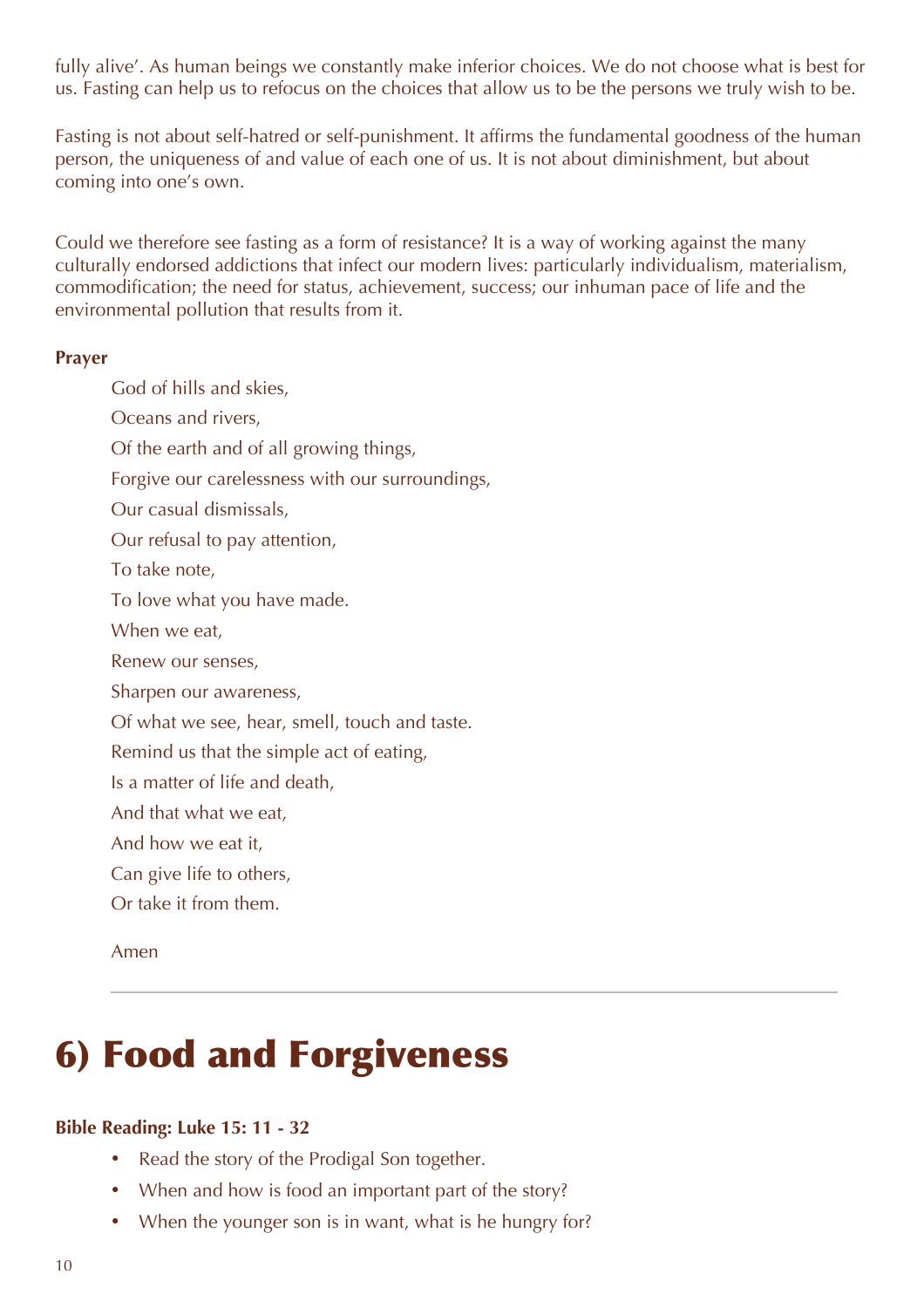fully alive'. As human beings we constantly make inferior choices. We do not choose what is best for us. Fasting can help us to refocus on the choices that allow us to be the persons we truly wish to be.

Fasting is not about self-hatred or self-punishment. It affirms the fundamental goodness of the human person, the uniqueness of and value of each one of us. It is not about diminishment, but about coming into one's own.

Could we therefore see fasting as a form of resistance? It is a way of working against the many culturally endorsed addictions that infect our modern lives: particularly individualism, materialism, commodification; the need for status, achievement, success; our inhuman pace of life and the environmental pollution that results from it.

**Prayer**

God of hills and skies,  
Oceans and rivers,  
Of the earth and of all growing things,  
Forgive our carelessness with our surroundings,  
Our casual dismissals,  
Our refusal to pay attention,  
To take note,  
To love what you have made.  
When we eat,  
Renew our senses,  
Sharpen our awareness,  
Of what we see, hear, smell, touch and taste.  
Remind us that the simple act of eating,  
Is a matter of life and death,  
And that what we eat,  
And how we eat it,  
Can give life to others,  
Or take it from them.

Amen

---

# 6) Food and Forgiveness

**Bible Reading: Luke 15: 11 - 32**

- Read the story of the Prodigal Son together.
- When and how is food an important part of the story?
- When the younger son is in want, what is he hungry for?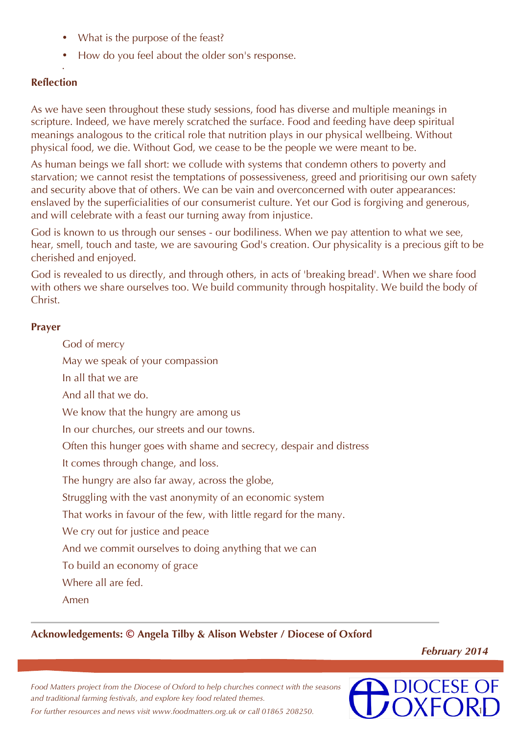- What is the purpose of the feast?
- How do you feel about the older son's response.

### Reflection

As we have seen throughout these study sessions, food has diverse and multiple meanings in scripture. Indeed, we have merely scratched the surface. Food and feeding have deep spiritual meanings analogous to the critical role that nutrition plays in our physical wellbeing. Without physical food, we die. Without God, we cease to be the people we were meant to be.

As human beings we fall short: we collude with systems that condemn others to poverty and starvation; we cannot resist the temptations of possessiveness, greed and prioritising our own safety and security above that of others. We can be vain and overconcerned with outer appearances: enslaved by the superficialities of our consumerist culture. Yet our God is forgiving and generous, and will celebrate with a feast our turning away from injustice.

God is known to us through our senses - our bodiliness. When we pay attention to what we see, hear, smell, touch and taste, we are savouring God's creation. Our physicality is a precious gift to be cherished and enjoyed.

God is revealed to us directly, and through others, in acts of 'breaking bread'. When we share food with others we share ourselves too. We build community through hospitality. We build the body of Christ.

### Prayer

God of mercy
May we speak of your compassion
In all that we are
And all that we do.
We know that the hungry are among us
In our churches, our streets and our towns.
Often this hunger goes with shame and secrecy, despair and distress
It comes through change, and loss.
The hungry are also far away, across the globe,
Struggling with the vast anonymity of an economic system
That works in favour of the few, with little regard for the many.
We cry out for justice and peace
And we commit ourselves to doing anything that we can
To build an economy of grace
Where all are fed.
Amen

---

**Acknowledgements: © Angela Tilby & Alison Webster / Diocese of Oxford**

***February 2014***

*Food Matters project from the Diocese of Oxford to help churches connect with the seasons and traditional farming festivals, and explore key food related themes.*

*For further resources and news visit www.foodmatters.org.uk or call 01865 208250.*

DIOCESE OF OXFORD